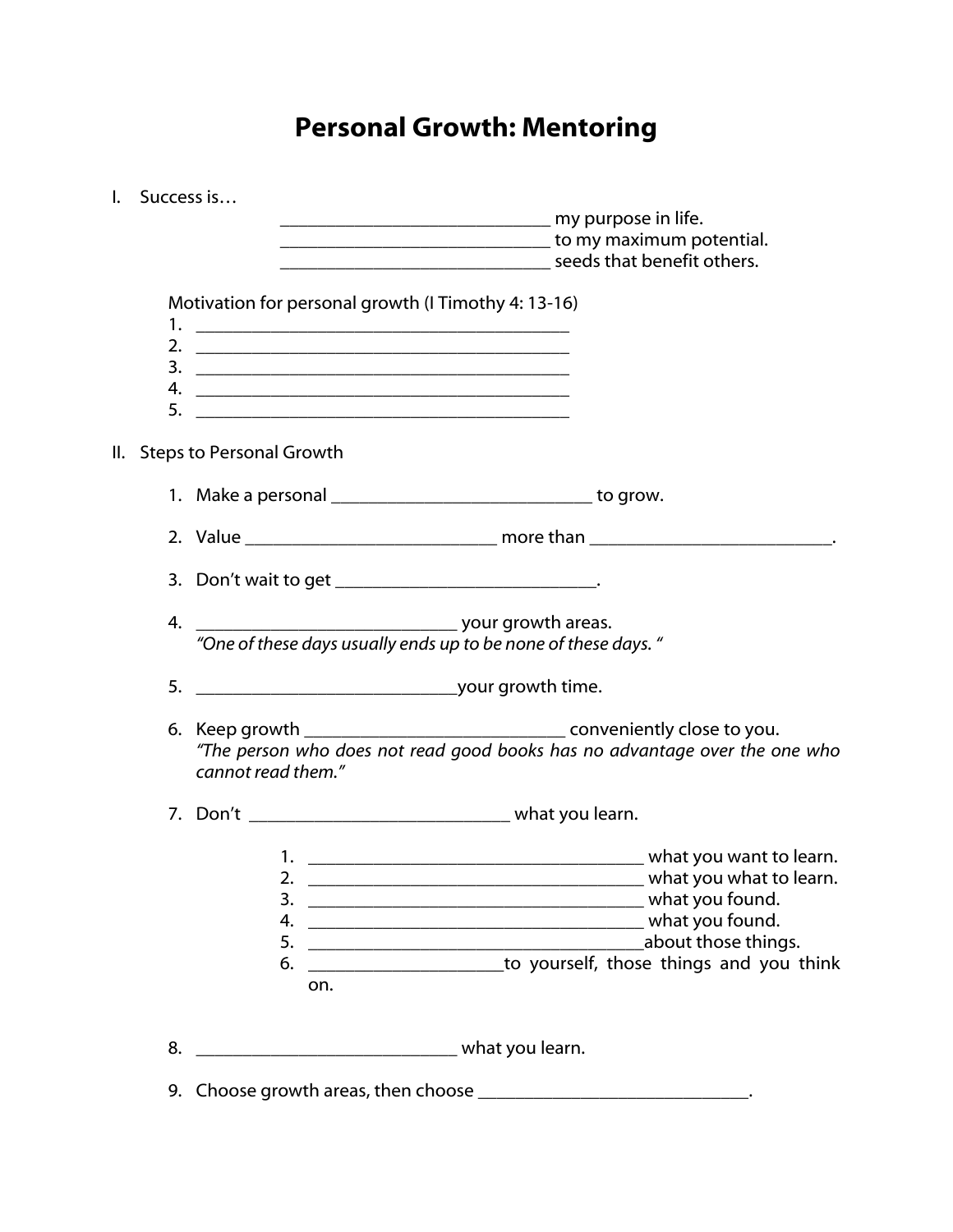# Personal Growth: Mentoring

I. Success is…

_____________________________ my purpose in life.
_____________________________ to my maximum potential.
_____________________________ seeds that benefit others.

Motivation for personal growth (I Timothy 4: 13-16)

1. ________________________________________
2. ________________________________________
3. ________________________________________
4. ________________________________________
5. ________________________________________

II. Steps to Personal Growth

1. Make a personal ___________________________ to grow.

2. Value __________________________ more than _________________________.

3. Don't wait to get ___________________________.

4. ___________________________ your growth areas.
   *"One of these days usually ends up to be none of these days. "*

5. ___________________________your growth time.

6. Keep growth ___________________________ conveniently close to you.
   *"The person who does not read good books has no advantage over the one who cannot read them."*

7. Don't ___________________________ what you learn.

   1. ____________________________________ what you want to learn.
   2. ____________________________________ what you what to learn.
   3. ____________________________________ what you found.
   4. ____________________________________ what you found.
   5. ____________________________________about those things.
   6. _____________________to yourself, those things and you think on.

8. ___________________________ what you learn.

9. Choose growth areas, then choose ___________________________.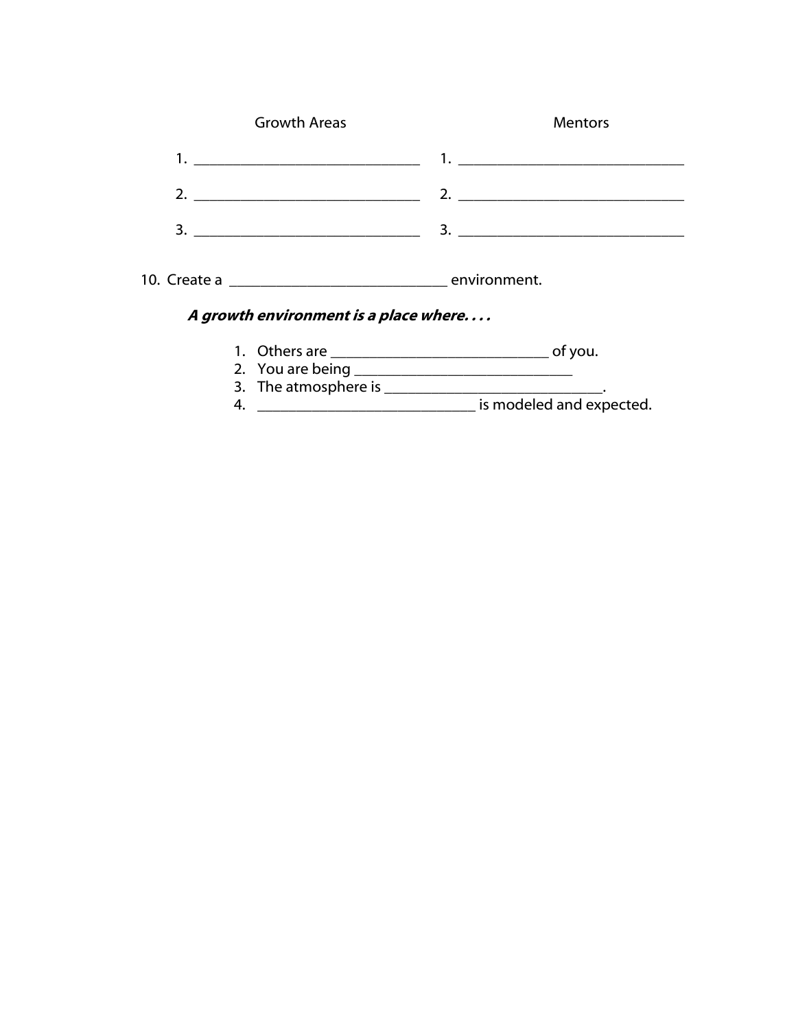| Growth Areas | Mentors |
| --- | --- |
| 1. ______________________________ | 1. ______________________________ |
| 2. ______________________________ | 2. ______________________________ |
| 3. ______________________________ | 3. ______________________________ |

10. Create a ____________________________ environment.

***A growth environment is a place where. . . .***

1. Others are ____________________________ of you.
2. You are being ____________________________
3. The atmosphere is ____________________________.
4. ____________________________ is modeled and expected.